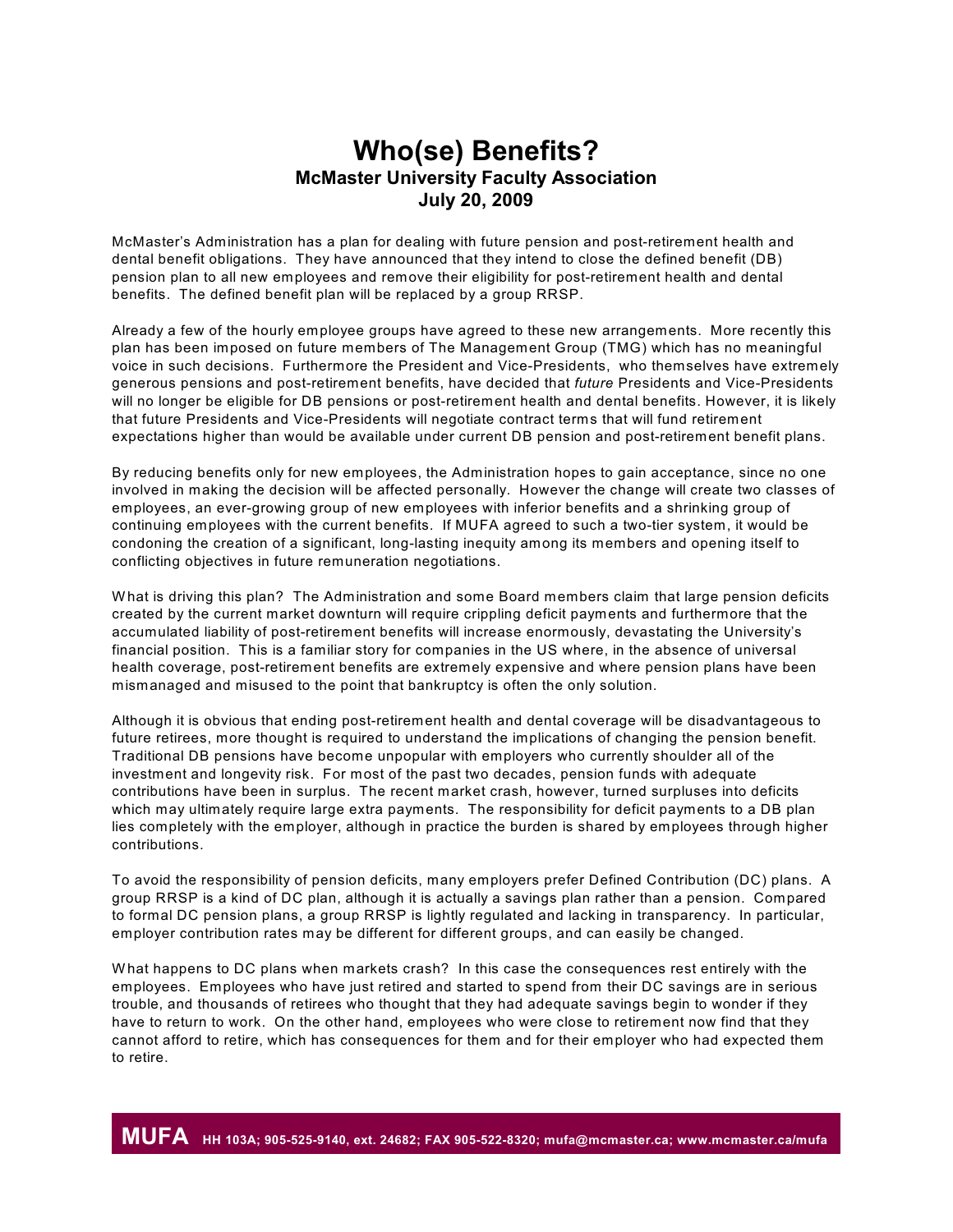# Who(se) Benefits?

## McMaster University Faculty Association

## July 20, 2009

McMaster's Administration has a plan for dealing with future pension and post-retirement health and dental benefit obligations. They have announced that they intend to close the defined benefit (DB) pension plan to all new employees and remove their eligibility for post-retirement health and dental benefits. The defined benefit plan will be replaced by a group RRSP.

Already a few of the hourly employee groups have agreed to these new arrangements. More recently this plan has been imposed on future members of The Management Group (TMG) which has no meaningful voice in such decisions. Furthermore the President and Vice-Presidents, who themselves have extremely generous pensions and post-retirement benefits, have decided that *future* Presidents and Vice-Presidents will no longer be eligible for DB pensions or post-retirement health and dental benefits. However, it is likely that future Presidents and Vice-Presidents will negotiate contract terms that will fund retirement expectations higher than would be available under current DB pension and post-retirement benefit plans.

By reducing benefits only for new employees, the Administration hopes to gain acceptance, since no one involved in making the decision will be affected personally. However the change will create two classes of employees, an ever-growing group of new employees with inferior benefits and a shrinking group of continuing employees with the current benefits. If MUFA agreed to such a two-tier system, it would be condoning the creation of a significant, long-lasting inequity among its members and opening itself to conflicting objectives in future remuneration negotiations.

What is driving this plan? The Administration and some Board members claim that large pension deficits created by the current market downturn will require crippling deficit payments and furthermore that the accumulated liability of post-retirement benefits will increase enormously, devastating the University's financial position. This is a familiar story for companies in the US where, in the absence of universal health coverage, post-retirement benefits are extremely expensive and where pension plans have been mismanaged and misused to the point that bankruptcy is often the only solution.

Although it is obvious that ending post-retirement health and dental coverage will be disadvantageous to future retirees, more thought is required to understand the implications of changing the pension benefit. Traditional DB pensions have become unpopular with employers who currently shoulder all of the investment and longevity risk. For most of the past two decades, pension funds with adequate contributions have been in surplus. The recent market crash, however, turned surpluses into deficits which may ultimately require large extra payments. The responsibility for deficit payments to a DB plan lies completely with the employer, although in practice the burden is shared by employees through higher contributions.

To avoid the responsibility of pension deficits, many employers prefer Defined Contribution (DC) plans. A group RRSP is a kind of DC plan, although it is actually a savings plan rather than a pension. Compared to formal DC pension plans, a group RRSP is lightly regulated and lacking in transparency. In particular, employer contribution rates may be different for different groups, and can easily be changed.

What happens to DC plans when markets crash? In this case the consequences rest entirely with the employees. Employees who have just retired and started to spend from their DC savings are in serious trouble, and thousands of retirees who thought that they had adequate savings begin to wonder if they have to return to work. On the other hand, employees who were close to retirement now find that they cannot afford to retire, which has consequences for them and for their employer who had expected them to retire.

**MUFA** HH 103A; 905-525-9140, ext. 24682; FAX 905-522-8320; mufa@mcmaster.ca; www.mcmaster.ca/mufa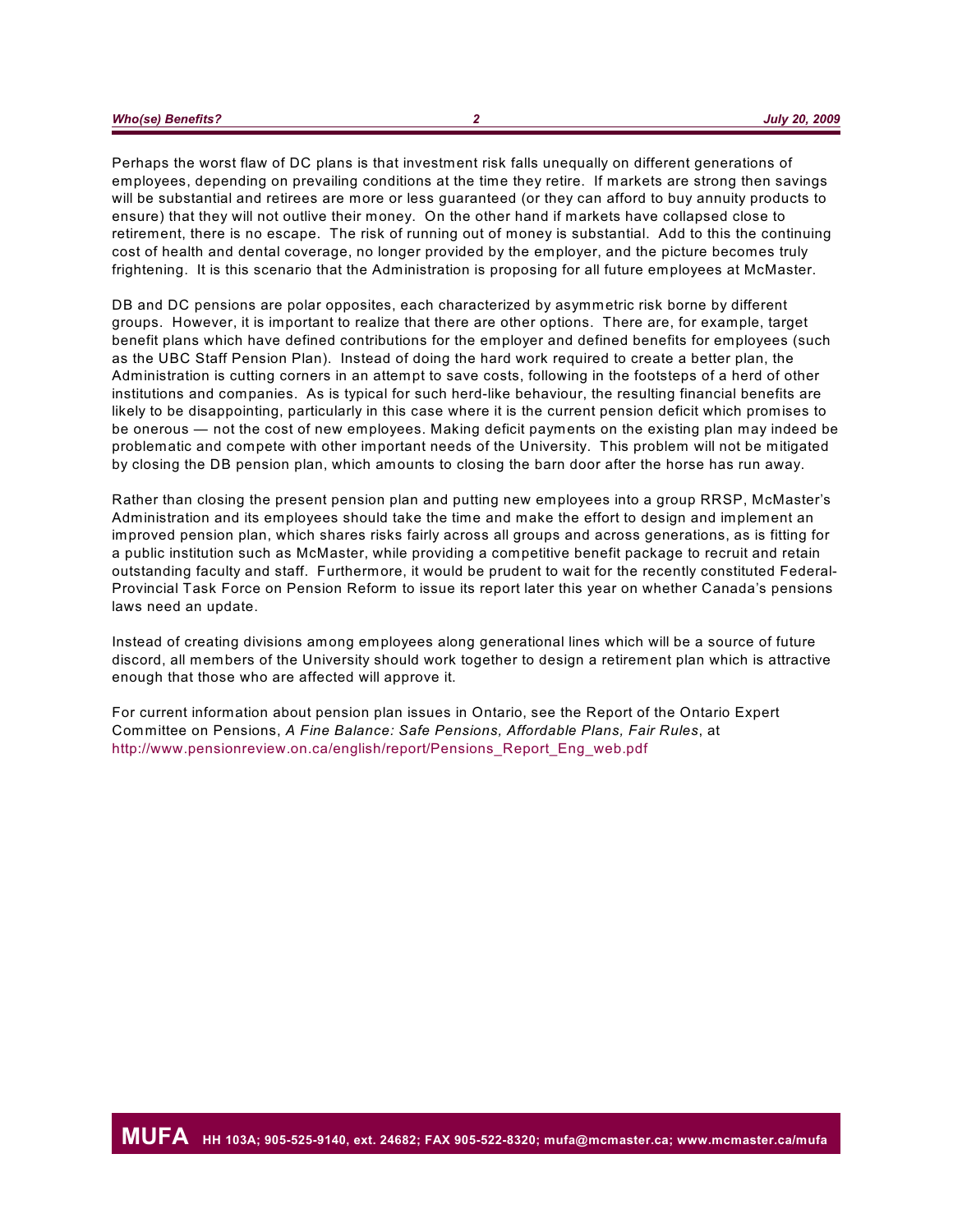Perhaps the worst flaw of DC plans is that investment risk falls unequally on different generations of employees, depending on prevailing conditions at the time they retire. If markets are strong then savings will be substantial and retirees are more or less guaranteed (or they can afford to buy annuity products to ensure) that they will not outlive their money. On the other hand if markets have collapsed close to retirement, there is no escape. The risk of running out of money is substantial. Add to this the continuing cost of health and dental coverage, no longer provided by the employer, and the picture becomes truly frightening. It is this scenario that the Administration is proposing for all future employees at McMaster.

DB and DC pensions are polar opposites, each characterized by asymmetric risk borne by different groups. However, it is important to realize that there are other options. There are, for example, target benefit plans which have defined contributions for the employer and defined benefits for employees (such as the UBC Staff Pension Plan). Instead of doing the hard work required to create a better plan, the Administration is cutting corners in an attempt to save costs, following in the footsteps of a herd of other institutions and companies. As is typical for such herd-like behaviour, the resulting financial benefits are likely to be disappointing, particularly in this case where it is the current pension deficit which promises to be onerous — not the cost of new employees. Making deficit payments on the existing plan may indeed be problematic and compete with other important needs of the University. This problem will not be mitigated by closing the DB pension plan, which amounts to closing the barn door after the horse has run away.

Rather than closing the present pension plan and putting new employees into a group RRSP, McMaster's Administration and its employees should take the time and make the effort to design and implement an improved pension plan, which shares risks fairly across all groups and across generations, as is fitting for a public institution such as McMaster, while providing a competitive benefit package to recruit and retain outstanding faculty and staff. Furthermore, it would be prudent to wait for the recently constituted Federal-Provincial Task Force on Pension Reform to issue its report later this year on whether Canada's pensions laws need an update.

Instead of creating divisions among employees along generational lines which will be a source of future discord, all members of the University should work together to design a retirement plan which is attractive enough that those who are affected will approve it.

For current information about pension plan issues in Ontario, see the Report of the Ontario Expert Committee on Pensions, *A Fine Balance: Safe Pensions, Affordable Plans, Fair Rules*, at http://www.pensionreview.on.ca/english/report/Pensions_Report_Eng_web.pdf

**MUFA** HH 103A; 905-525-9140, ext. 24682; FAX 905-522-8320; mufa@mcmaster.ca; www.mcmaster.ca/mufa